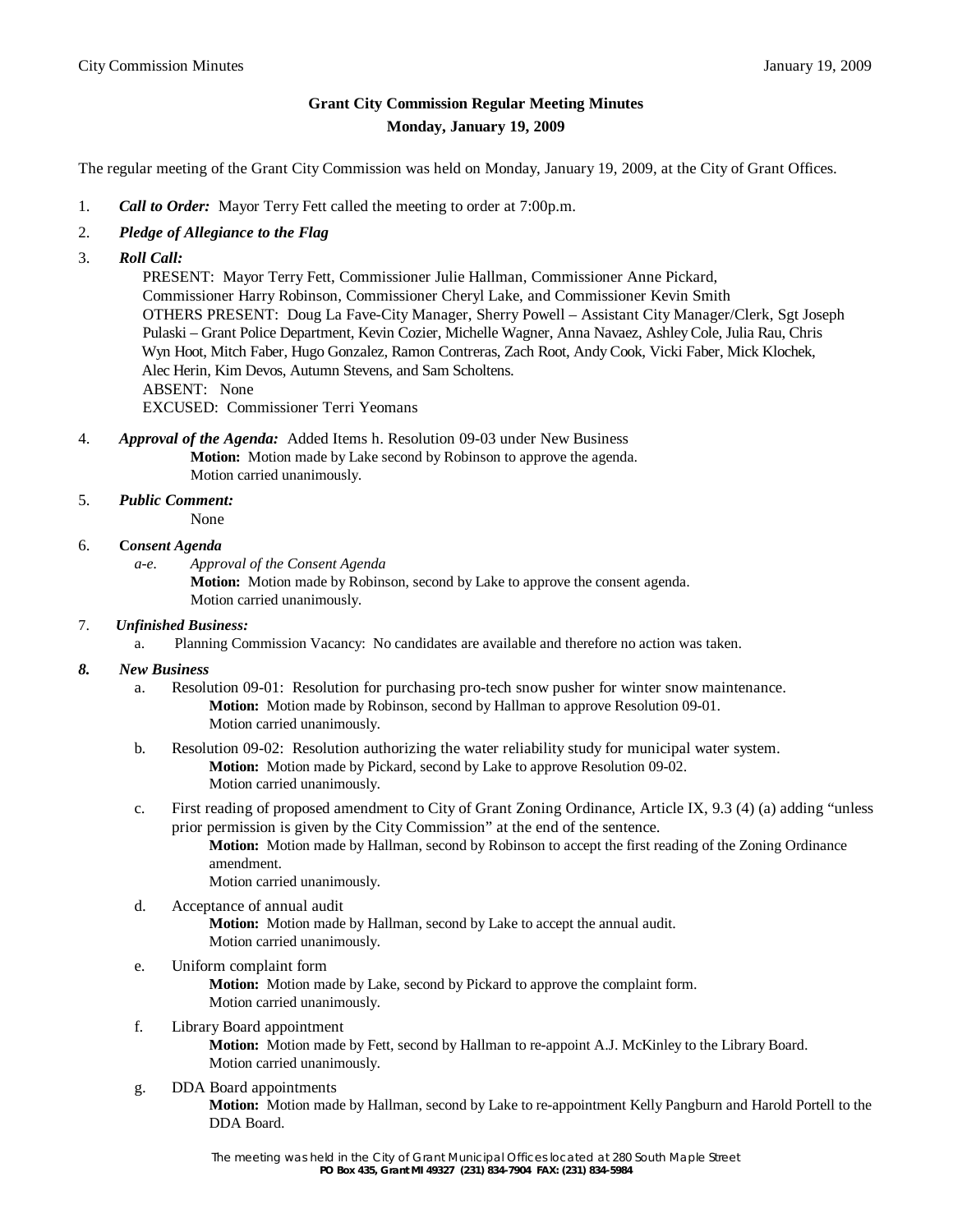# Grant City Commission Regular Meeting Minutes
## Monday, January 19, 2009

The regular meeting of the Grant City Commission was held on Monday, January 19, 2009, at the City of Grant Offices.

1. ***Call to Order:*** Mayor Terry Fett called the meeting to order at 7:00p.m.

2. ***Pledge of Allegiance to the Flag***

3. ***Roll Call:***
   PRESENT: Mayor Terry Fett, Commissioner Julie Hallman, Commissioner Anne Pickard, Commissioner Harry Robinson, Commissioner Cheryl Lake, and Commissioner Kevin Smith
   OTHERS PRESENT: Doug La Fave-City Manager, Sherry Powell – Assistant City Manager/Clerk, Sgt Joseph Pulaski – Grant Police Department, Kevin Cozier, Michelle Wagner, Anna Navaez, Ashley Cole, Julia Rau, Chris Wyn Hoot, Mitch Faber, Hugo Gonzalez, Ramon Contreras, Zach Root, Andy Cook, Vicki Faber, Mick Klochek, Alec Herin, Kim Devos, Autumn Stevens, and Sam Scholtens.
   ABSENT: None
   EXCUSED: Commissioner Terri Yeomans

4. ***Approval of the Agenda:*** Added Items h. Resolution 09-03 under New Business
   **Motion:** Motion made by Lake second by Robinson to approve the agenda.
   Motion carried unanimously.

5. ***Public Comment:***
   None

6. **C*onsent Agenda***
   *a-e. Approval of the Consent Agenda*
   **Motion:** Motion made by Robinson, second by Lake to approve the consent agenda.
   Motion carried unanimously.

7. ***Unfinished Business:***
   a. Planning Commission Vacancy: No candidates are available and therefore no action was taken.

8. ***New Business***
   a. Resolution 09-01: Resolution for purchasing pro-tech snow pusher for winter snow maintenance.
      **Motion:** Motion made by Robinson, second by Hallman to approve Resolution 09-01.
      Motion carried unanimously.

   b. Resolution 09-02: Resolution authorizing the water reliability study for municipal water system.
      **Motion:** Motion made by Pickard, second by Lake to approve Resolution 09-02.
      Motion carried unanimously.

   c. First reading of proposed amendment to City of Grant Zoning Ordinance, Article IX, 9.3 (4) (a) adding "unless prior permission is given by the City Commission" at the end of the sentence.
      **Motion:** Motion made by Hallman, second by Robinson to accept the first reading of the Zoning Ordinance amendment.
      Motion carried unanimously.

   d. Acceptance of annual audit
      **Motion:** Motion made by Hallman, second by Lake to accept the annual audit.
      Motion carried unanimously.

   e. Uniform complaint form
      **Motion:** Motion made by Lake, second by Pickard to approve the complaint form.
      Motion carried unanimously.

   f. Library Board appointment
      **Motion:** Motion made by Fett, second by Hallman to re-appoint A.J. McKinley to the Library Board.
      Motion carried unanimously.

   g. DDA Board appointments
      **Motion:** Motion made by Hallman, second by Lake to re-appointment Kelly Pangburn and Harold Portell to the DDA Board.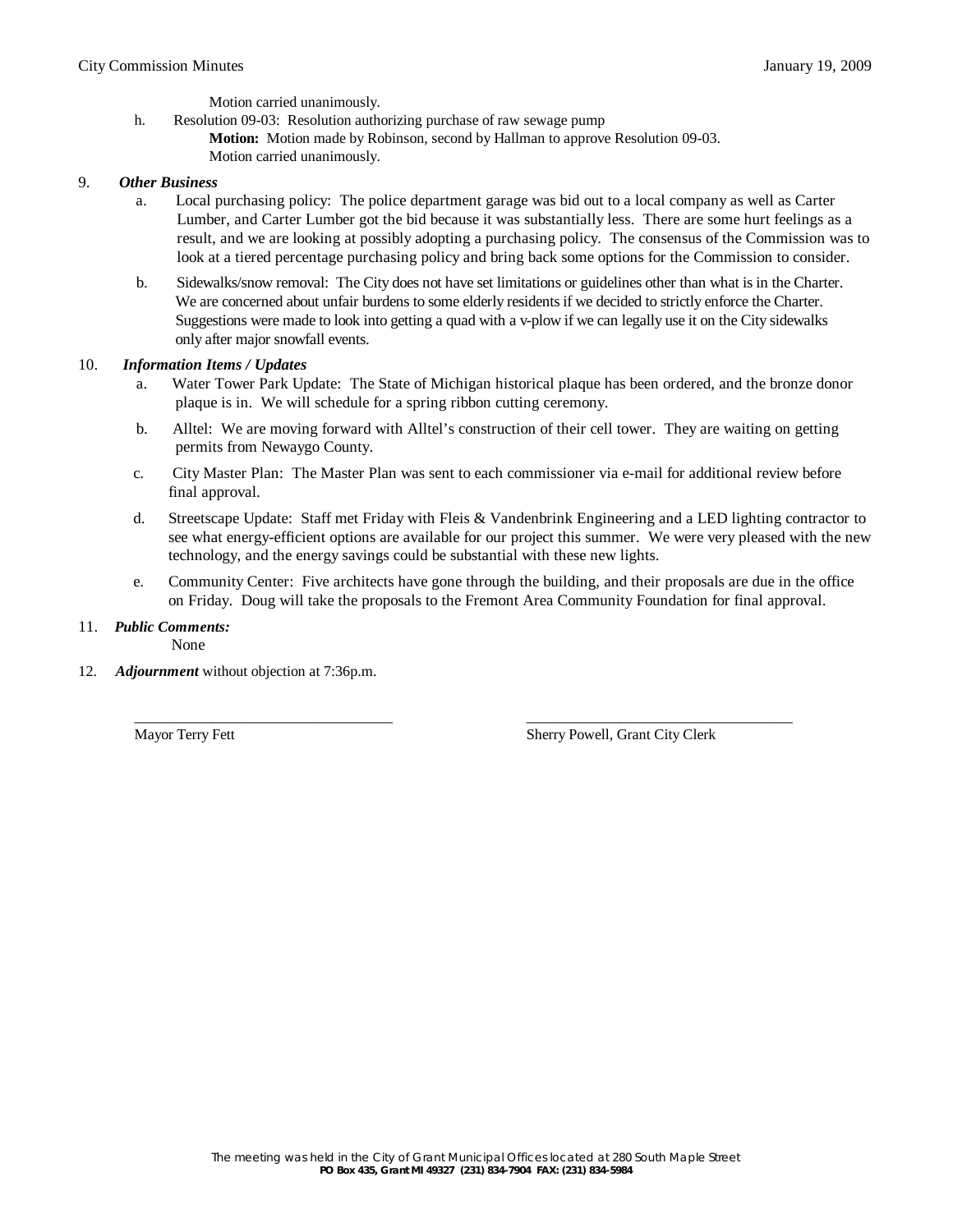Motion carried unanimously.

h. Resolution 09-03: Resolution authorizing purchase of raw sewage pump

**Motion:** Motion made by Robinson, second by Hallman to approve Resolution 09-03.
Motion carried unanimously.

9. ***Other Business***

a. Local purchasing policy: The police department garage was bid out to a local company as well as Carter Lumber, and Carter Lumber got the bid because it was substantially less. There are some hurt feelings as a result, and we are looking at possibly adopting a purchasing policy. The consensus of the Commission was to look at a tiered percentage purchasing policy and bring back some options for the Commission to consider.

b. Sidewalks/snow removal: The City does not have set limitations or guidelines other than what is in the Charter. We are concerned about unfair burdens to some elderly residents if we decided to strictly enforce the Charter. Suggestions were made to look into getting a quad with a v-plow if we can legally use it on the City sidewalks only after major snowfall events.

10. ***Information Items / Updates***

a. Water Tower Park Update: The State of Michigan historical plaque has been ordered, and the bronze donor plaque is in. We will schedule for a spring ribbon cutting ceremony.

b. Alltel: We are moving forward with Alltel's construction of their cell tower. They are waiting on getting permits from Newaygo County.

c. City Master Plan: The Master Plan was sent to each commissioner via e-mail for additional review before final approval.

d. Streetscape Update: Staff met Friday with Fleis & Vandenbrink Engineering and a LED lighting contractor to see what energy-efficient options are available for our project this summer. We were very pleased with the new technology, and the energy savings could be substantial with these new lights.

e. Community Center: Five architects have gone through the building, and their proposals are due in the office on Friday. Doug will take the proposals to the Fremont Area Community Foundation for final approval.

11. ***Public Comments:***

None

12. ***Adjournment*** without objection at 7:36p.m.

\_\_\_\_\_\_\_\_\_\_\_\_\_\_\_\_\_\_\_\_\_\_\_\_\_\_\_\_\_\_\_\_\_\_
Mayor Terry Fett

\_\_\_\_\_\_\_\_\_\_\_\_\_\_\_\_\_\_\_\_\_\_\_\_\_\_\_\_\_\_\_\_\_\_
Sherry Powell, Grant City Clerk

The meeting was held in the City of Grant Municipal Offices located at 280 South Maple Street
**PO Box 435, Grant MI 49327 (231) 834-7904 FAX: (231) 834-5984**